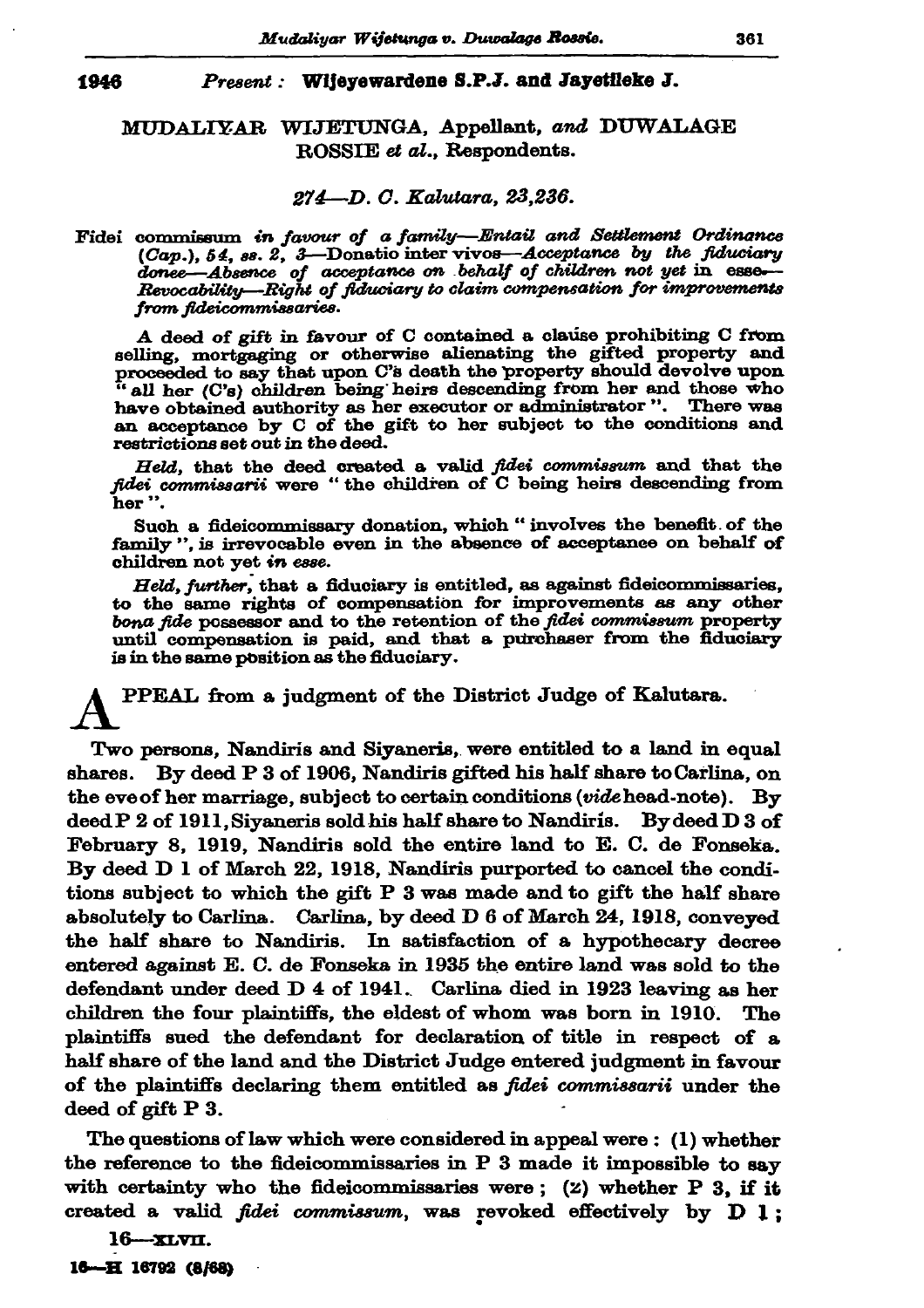**1946** *Present:* **Wijeyewardene S.P.J. and Jayetileke J.**

MUDALIYAR WIJETUNGA, Appellant, *and* DUWALAGE ROSSIE *et al.*, Respondents.

*274—D. C. Kalutara, 23,236.*

Fidei commissum *in favour of a family—Entail and Settlement Ordinance (Cap.), 54, ss. 2, 3*—Donatio inter vivos—*Acceptance by the fiduciary donee—Absence of acceptance on behalf of children not yet* in esse—*Revocability—Right of fiduciary to claim compensation for improvements from fideicommissaries.*

A deed of gift in favour of C contained a clause prohibiting C from selling, mortgaging or otherwise alienating the gifted property and proceeded to say that upon C's death the property should devolve upon "all her (C's) children being heirs descending from her and those who have obtained authority as her executor or administrator". There was an acceptance by C of the gift to her subject to the conditions and restrictions set out in the deed.

*Held,* that the deed created a valid *fidei commissum* and that the *fidei commissarii* were "the children of C being heirs descending from her".

Such a fideicommissary donation, which "involves the benefit of the family", is irrevocable even in the absence of acceptance on behalf of children not yet *in esse.*

*Held, further,* that a fiduciary is entitled, as against fideicommissaries, to the same rights of compensation for improvements as any other *bona fide* possessor and to the retention of the *fidei commissum* property until compensation is paid, and that a purchaser from the fiduciary is in the same position as the fiduciary.

APPEAL from a judgment of the District Judge of Kalutara.

Two persons, Nandiris and Siyaneris, were entitled to a land in equal shares. By deed P 3 of 1906, Nandiris gifted his half share to Carlina, on the eve of her marriage, subject to certain conditions (*vide* head-note). By deed P 2 of 1911, Siyaneris sold his half share to Nandiris. By deed D 3 of February 8, 1919, Nandiris sold the entire land to E. C. de Fonseka. By deed D 1 of March 22, 1918, Nandiris purported to cancel the conditions subject to which the gift P 3 was made and to gift the half share absolutely to Carlina. Carlina, by deed D 6 of March 24, 1918, conveyed the half share to Nandiris. In satisfaction of a hypothecary decree entered against E. C. de Fonseka in 1935 the entire land was sold to the defendant under deed D 4 of 1941. Carlina died in 1923 leaving as her children the four plaintiffs, the eldest of whom was born in 1910. The plaintiffs sued the defendant for declaration of title in respect of a half share of the land and the District Judge entered judgment in favour of the plaintiffs declaring them entitled as *fidei commissarii* under the deed of gift P 3.

The questions of law which were considered in appeal were: (1) whether the reference to the fideicommissaries in P 3 made it impossible to say with certainty who the fideicommissaries were; (2) whether P 3, if it created a valid *fidei commissum,* was revoked effectively by D 1;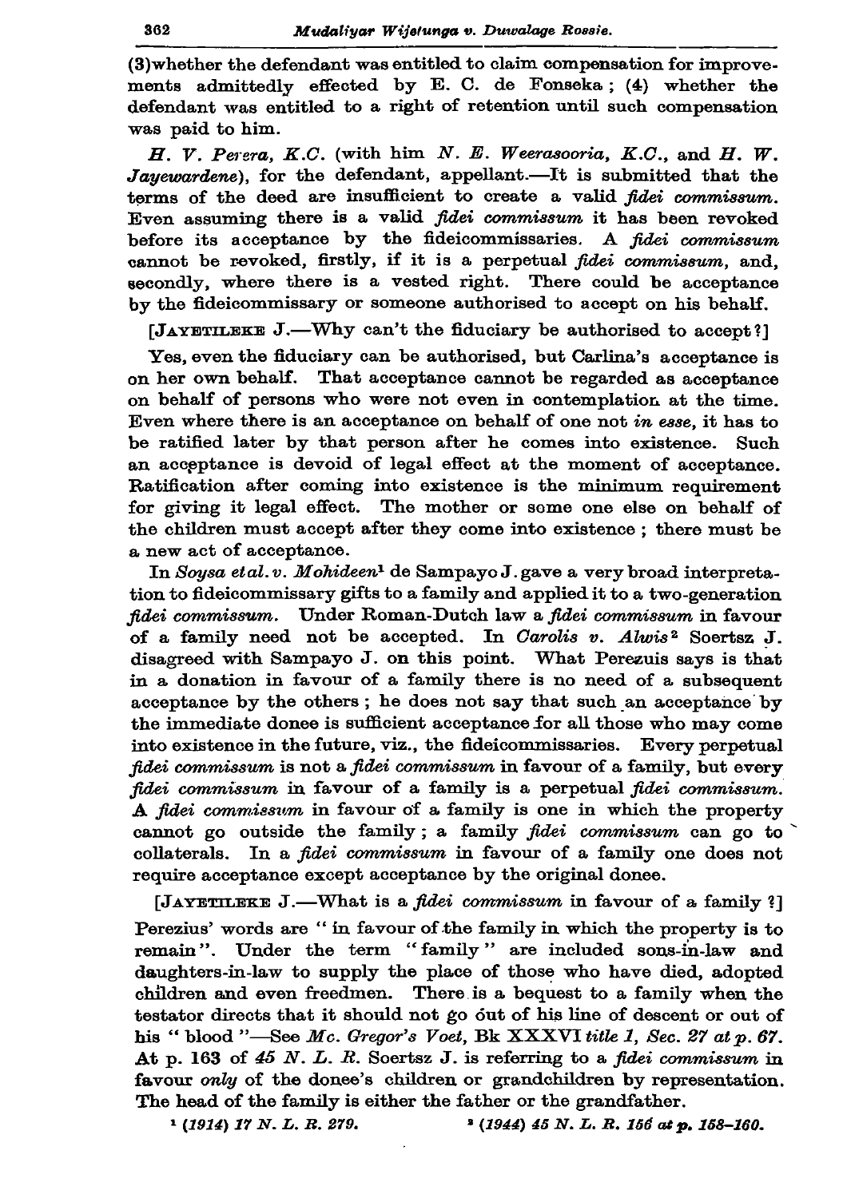(3) whether the defendant was entitled to claim compensation for improvements admittedly effected by E. C. de Fonseka; (4) whether the defendant was entitled to a right of retention until such compensation was paid to him.

*H. V. Perera, K.C.* (with him *N. E. Weerasooria, K.C.*, and *H. W. Jayewardene*), for the defendant, appellant.—It is submitted that the terms of the deed are insufficient to create a valid *fidei commissum*. Even assuming there is a valid *fidei commissum* it has been revoked before its acceptance by the fideicommissaries. A *fidei commissum* cannot be revoked, firstly, if it is a perpetual *fidei commissum*, and, secondly, where there is a vested right. There could be acceptance by the fideicommissary or someone authorised to accept on his behalf.

[JAYETILEKE J.—Why can't the fiduciary be authorised to accept?]

Yes, even the fiduciary can be authorised, but Carlina's acceptance is on her own behalf. That acceptance cannot be regarded as acceptance on behalf of persons who were not even in contemplation at the time. Even where there is an acceptance on behalf of one not *in esse*, it has to be ratified later by that person after he comes into existence. Such an acceptance is devoid of legal effect at the moment of acceptance. Ratification after coming into existence is the minimum requirement for giving it legal effect. The mother or some one else on behalf of the children must accept after they come into existence; there must be a new act of acceptance.

In *Soysa et al. v. Mohideen*[1] de Sampayo J. gave a very broad interpretation to fideicommissary gifts to a family and applied it to a two-generation *fidei commissum*. Under Roman-Dutch law a *fidei commissum* in favour of a family need not be accepted. In *Carolis v. Alwis*[2] Soertsz J. disagreed with Sampayo J. on this point. What Perezuis says is that in a donation in favour of a family there is no need of a subsequent acceptance by the others; he does not say that such an acceptance by the immediate donee is sufficient acceptance for all those who may come into existence in the future, viz., the fideicommissaries. Every perpetual *fidei commissum* is not a *fidei commissum* in favour of a family, but every *fidei commissum* in favour of a family is a perpetual *fidei commissum*. A *fidei commissum* in favour of a family is one in which the property cannot go outside the family; a family *fidei commissum* can go to collaterals. In a *fidei commissum* in favour of a family one does not require acceptance except acceptance by the original donee.

[JAYETILEKE J.—What is a *fidei commissum* in favour of a family?]

Perezius' words are " in favour of the family in which the property is to remain ". Under the term " family " are included sons-in-law and daughters-in-law to supply the place of those who have died, adopted children and even freedmen. There is a bequest to a family when the testator directs that it should not go out of his line of descent or out of his " blood "—See *Mc. Gregor's Voet*, Bk XXXVI *title 1, Sec. 27 at p. 67*. At p. 163 of *45 N. L. R.* Soertsz J. is referring to a *fidei commissum* in favour *only* of the donee's children or grandchildren by representation. The head of the family is either the father or the grandfather.

[1] *(1914) 17 N. L. R. 279.*

[2] *(1944) 45 N. L. R. 156 at p. 158–160.*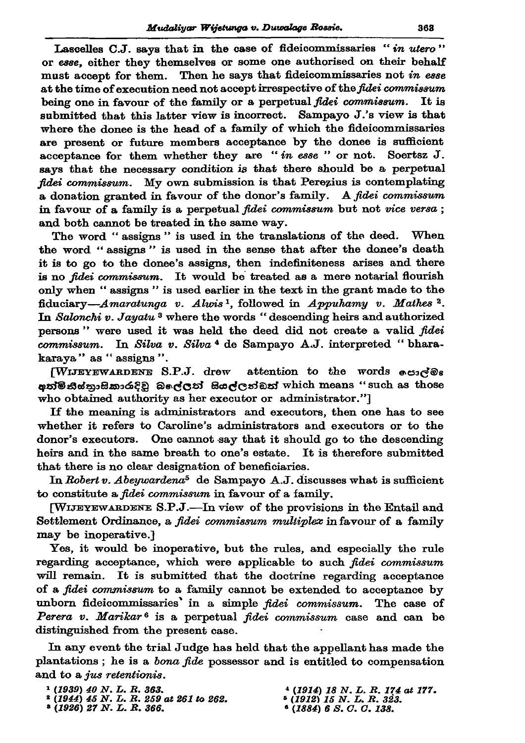Lascelles C.J. says that in the case of fideicommissaries "*in utero*" or *esse*, either they themselves or some one authorised on their behalf must accept for them. Then he says that fideicommissaries not *in esse* at the time of execution need not accept irrespective of the *fidei commissum* being one in favour of the family or a perpetual *fidei commissum*. It is submitted that this latter view is incorrect. Sampayo J.'s view is that where the donee is the head of a family of which the fideicommissaries are present or future members acceptance by the donee is sufficient acceptance for them whether they are "*in esse*" or not. Soertsz J. says that the necessary condition is that there should be a perpetual *fidei commissum*. My own submission is that Perezius is contemplating a donation granted in favour of the donor's family. A *fidei commissum* in favour of a family is a perpetual *fidei commissum* but not *vice versa*; and both cannot be treated in the same way.

The word "assigns" is used in the translations of the deed. When the word "assigns" is used in the sense that after the donee's death it is to go to the donee's assigns, then indefiniteness arises and there is no *fidei commissum*. It would be treated as a mere notarial flourish only when "assigns" is used earlier in the text in the grant made to the fiduciary—*Amaratunga v. Alwis*[1], followed in *Appuhamy v. Mathes*[2]. In *Salonchi v. Jayatu*[3] where the words "descending heirs and authorized persons" were used it was held the deed did not create a valid *fidei commissum*. In *Silva v. Silva*[4] de Sampayo A.J. interpreted "bharakaraya" as "assigns".

[WIJEYEWARDENE S.P.J. drew attention to the words පොල්මෙ අත්මිනිස්ත්‍රාසිකාරදිවු බලේලත් සියල්ලන්බත් which means "such as those who obtained authority as her executor or administrator."]

If the meaning is administrators and executors, then one has to see whether it refers to Caroline's administrators and executors or to the donor's executors. One cannot say that it should go to the descending heirs and in the same breath to one's estate. It is therefore submitted that there is no clear designation of beneficiaries.

In *Robert v. Abeywardena*[5] de Sampayo A.J. discusses what is sufficient to constitute a *fidei commissum* in favour of a family.

[WIJEYEWARDENE S.P.J.—In view of the provisions in the Entail and Settlement Ordinance, a *fidei commissum multiplex* in favour of a family may be inoperative.]

Yes, it would be inoperative, but the rules, and especially the rule regarding acceptance, which were applicable to such *fidei commissum* will remain. It is submitted that the doctrine regarding acceptance of a *fidei commissum* to a family cannot be extended to acceptance by unborn fideicommissaries in a simple *fidei commissum*. The case of *Perera v. Marikar*[6] is a perpetual *fidei commissum* case and can be distinguished from the present case.

In any event the trial Judge has held that the appellant has made the plantations; he is a *bona fide* possessor and is entitled to compensation and to a *jus retentionis*.

---

[1] *(1939) 40 N. L. R. 363.*
[2] *(1944) 45 N. L. R. 259 at 261 to 262.*
[3] *(1926) 27 N. L. R. 366.*
[4] *(1914) 18 N. L. R. 174 at 177.*
[5] *(1912) 15 N. L. R. 323.*
[6] *(1884) 6 S. C. C. 138.*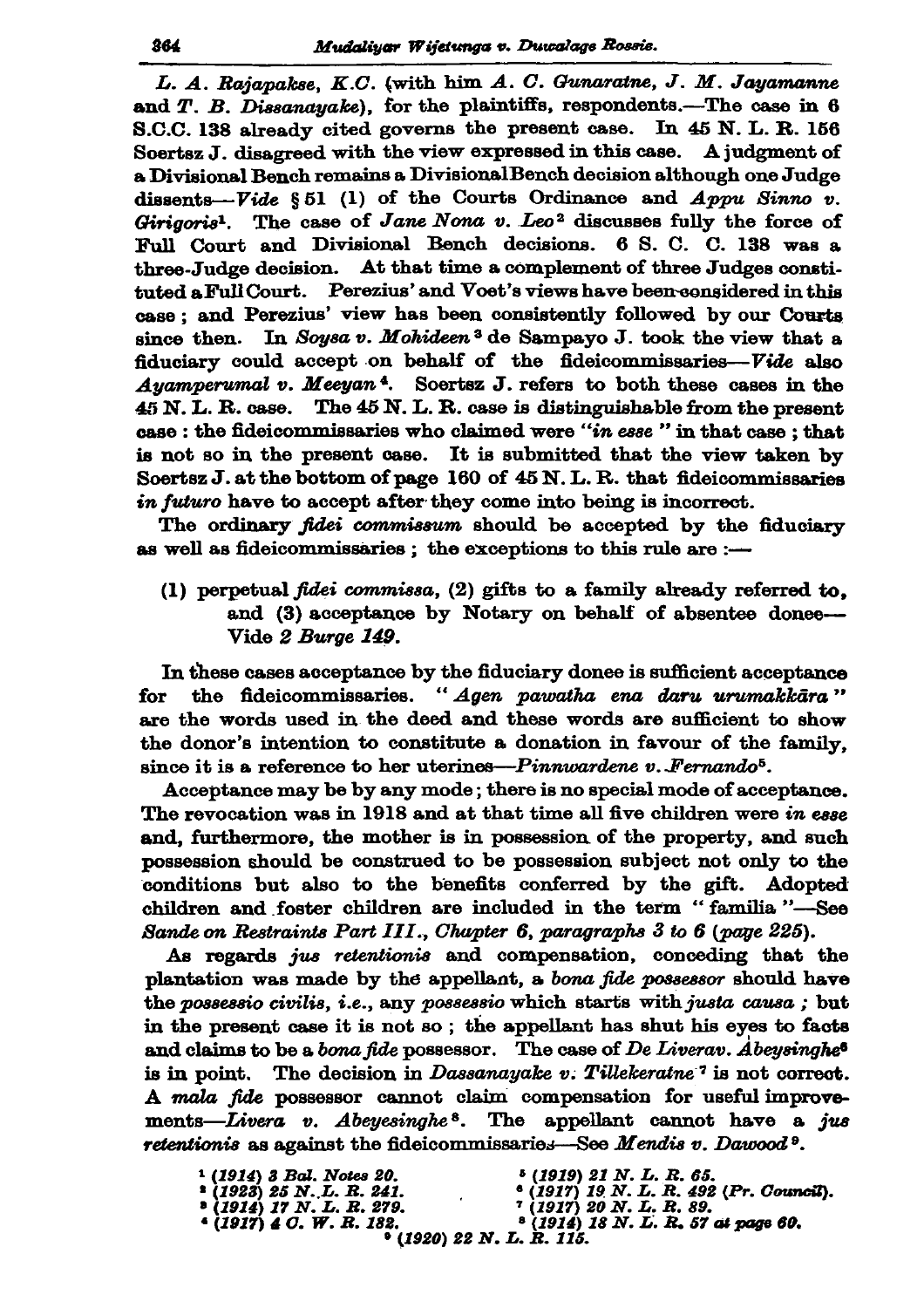*L. A. Rajapakse, K.C.* (with him *A. C. Gunaratne, J. M. Jayamanne* and *T. B. Dissanayake*), for the plaintiffs, respondents.—The case in 6 S.C.C. 138 already cited governs the present case. In 45 N. L. R. 156 Soertsz J. disagreed with the view expressed in this case. A judgment of a Divisional Bench remains a Divisional Bench decision although one Judge dissents—*Vide* § 51 (1) of the Courts Ordinance and *Appu Sinno v. Girigoris*[1]. The case of *Jane Nona v. Leo*[2] discusses fully the force of Full Court and Divisional Bench decisions. 6 S. C. C. 138 was a three-Judge decision. At that time a complement of three Judges constituted a Full Court. Perezius' and Voet's views have been considered in this case; and Perezius' view has been consistently followed by our Courts since then. In *Soysa v. Mohideen*[3] de Sampayo J. took the view that a fiduciary could accept on behalf of the fideicommissaries—*Vide* also *Ayamperumal v. Meeyan*[4]. Soertsz J. refers to both these cases in the 45 N. L. R. case. The 45 N. L. R. case is distinguishable from the present case: the fideicommissaries who claimed were "*in esse*" in that case; that is not so in the present case. It is submitted that the view taken by Soertsz J. at the bottom of page 160 of 45 N. L. R. that fideicommissaries *in futuro* have to accept after they come into being is incorrect.

The ordinary *fidei commissum* should be accepted by the fiduciary as well as fideicommissaries; the exceptions to this rule are :—

(1) perpetual *fidei commissa*, (2) gifts to a family already referred to, and (3) acceptance by Notary on behalf of absentee donee—Vide *2 Burge 149*.

In these cases acceptance by the fiduciary donee is sufficient acceptance for the fideicommissaries. "*Agen pawatha ena daru urumakkāra*" are the words used in the deed and these words are sufficient to show the donor's intention to constitute a donation in favour of the family, since it is a reference to her uterines—*Pinnwardene v. Fernando*[5].

Acceptance may be by any mode; there is no special mode of acceptance. The revocation was in 1918 and at that time all five children were *in esse* and, furthermore, the mother is in possession of the property, and such possession should be construed to be possession subject not only to the conditions but also to the benefits conferred by the gift. Adopted children and foster children are included in the term "familia"—See *Sande on Restraints Part III., Chapter 6, paragraphs 3 to 6 (page 225)*.

As regards *jus retentionis* and compensation, conceding that the plantation was made by the appellant, a *bona fide possessor* should have the *possessio civilis*, *i.e.*, any *possessio* which starts with *justa causa*; but in the present case it is not so; the appellant has shut his eyes to facts and claims to be a *bona fide* possessor. The case of *De Liverav. Abeysinghe*[6] is in point. The decision in *Dassanayake v. Tillekeratne*[7] is not correct. A *mala fide* possessor cannot claim compensation for useful improvements—*Livera v. Abeyesinghe*[8]. The appellant cannot have a *jus retentionis* as against the fideicommissaries—See *Mendis v. Dawood*[9].

[1] *(1914) 3 Bal. Notes 20.*
[2] *(1923) 25 N. L. R. 241.*
[3] *(1914) 17 N. L. R. 279.*
[4] *(1917) 4 C. W. R. 182.*
[5] *(1919) 21 N. L. R. 65.*
[6] *(1917) 19 N. L. R. 492 (Pr. Council).*
[7] *(1917) 20 N. L. R. 89.*
[8] *(1914) 18 N. L. R. 57 at page 60.*
[9] *(1920) 22 N. L. R. 115.*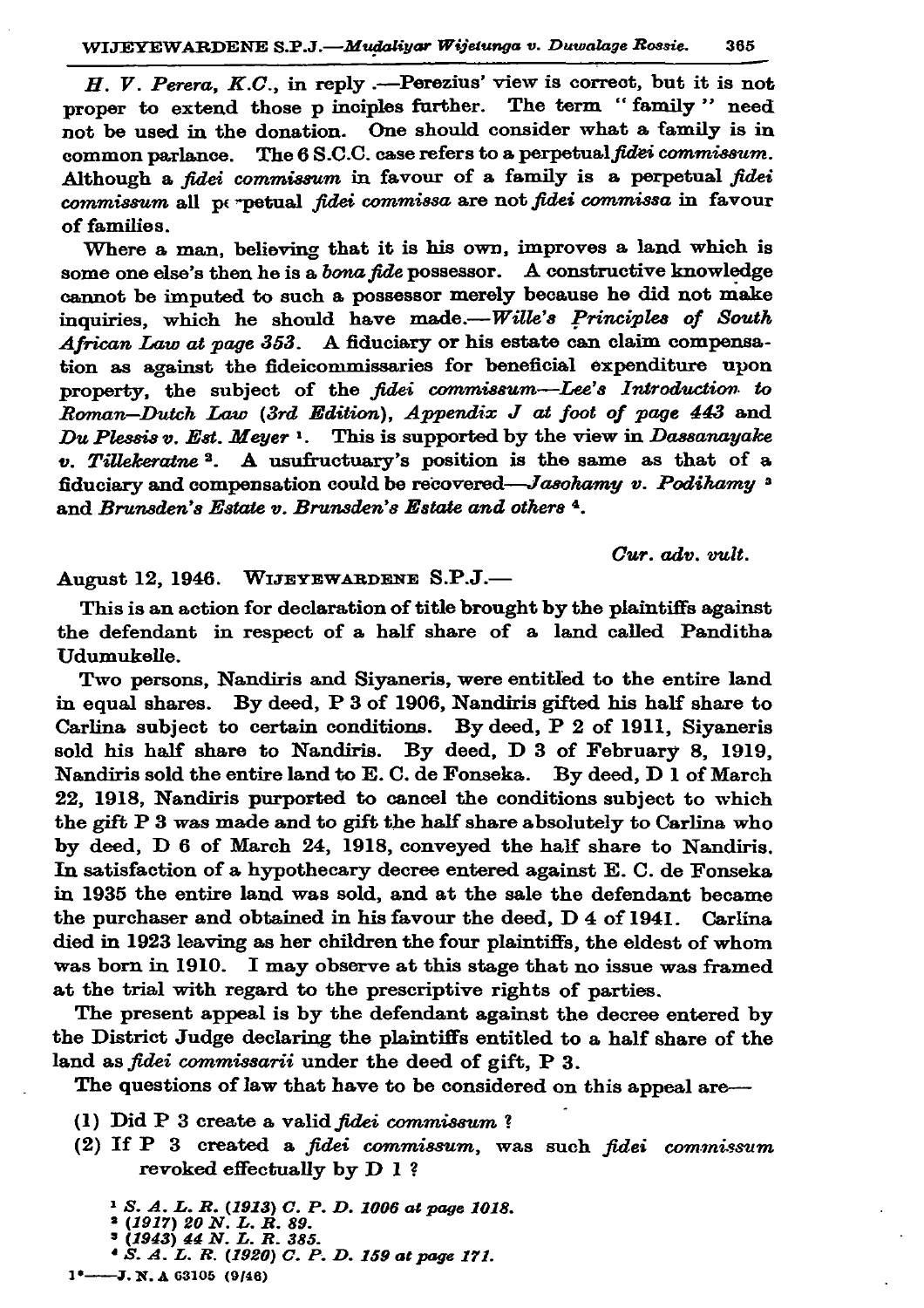*H. V. Perera, K.C.*, in reply .—Perezius' view is correct, but it is not proper to extend those p inciples further. The term "family" need not be used in the donation. One should consider what a family is in common parlance. The 6 S.C.C. case refers to a perpetual *fidei commissum*. Although a *fidei commissum* in favour of a family is a perpetual *fidei commissum* all pe rpetual *fidei commissa* are not *fidei commissa* in favour of families.

Where a man, believing that it is his own, improves a land which is some one else's then he is a *bona fide* possessor. A constructive knowledge cannot be imputed to such a possessor merely because he did not make inquiries, which he should have made.—*Wille's Principles of South African Law at page 353*. A fiduciary or his estate can claim compensation as against the fideicommissaries for beneficial expenditure upon property, the subject of the *fidei commissum*—*Lee's Introduction to Roman–Dutch Law (3rd Edition), Appendix J at foot of page 443* and *Du Plessis v. Est. Meyer* [1]. This is supported by the view in *Dassanayake v. Tillekeratne* [2]. A usufructuary's position is the same as that of a fiduciary and compensation could be recovered—*Jasohamy v. Podihamy* [3] and *Brunsden's Estate v. Brunsden's Estate and others* [4].

*Cur. adv. vult.*

August 12, 1946. WIJEYEWARDENE S.P.J.—

This is an action for declaration of title brought by the plaintiffs against the defendant in respect of a half share of a land called Panditha Udumukelle.

Two persons, Nandiris and Siyaneris, were entitled to the entire land in equal shares. By deed, P 3 of 1906, Nandiris gifted his half share to Carlina subject to certain conditions. By deed, P 2 of 1911, Siyaneris sold his half share to Nandiris. By deed, D 3 of February 8, 1919, Nandiris sold the entire land to E. C. de Fonseka. By deed, D 1 of March 22, 1918, Nandiris purported to cancel the conditions subject to which the gift P 3 was made and to gift the half share absolutely to Carlina who by deed, D 6 of March 24, 1918, conveyed the half share to Nandiris. In satisfaction of a hypothecary decree entered against E. C. de Fonseka in 1935 the entire land was sold, and at the sale the defendant became the purchaser and obtained in his favour the deed, D 4 of 1941. Carlina died in 1923 leaving as her children the four plaintiffs, the eldest of whom was born in 1910. I may observe at this stage that no issue was framed at the trial with regard to the prescriptive rights of parties.

The present appeal is by the defendant against the decree entered by the District Judge declaring the plaintiffs entitled to a half share of the land as *fidei commissarii* under the deed of gift, P 3.

The questions of law that have to be considered on this appeal are—

(1) Did P 3 create a valid *fidei commissum* ?

(2) If P 3 created a *fidei commissum*, was such *fidei commissum* revoked effectually by D 1 ?

[1] *S. A. L. R. (1913) C. P. D. 1006 at page 1018.*
[2] *(1917) 20 N. L. R. 89.*
[3] *(1943) 44 N. L. R. 385.*
[4] *S. A. L. R. (1920) C. P. D. 159 at page 171.*

1*——J. N. A 63105 (9/46)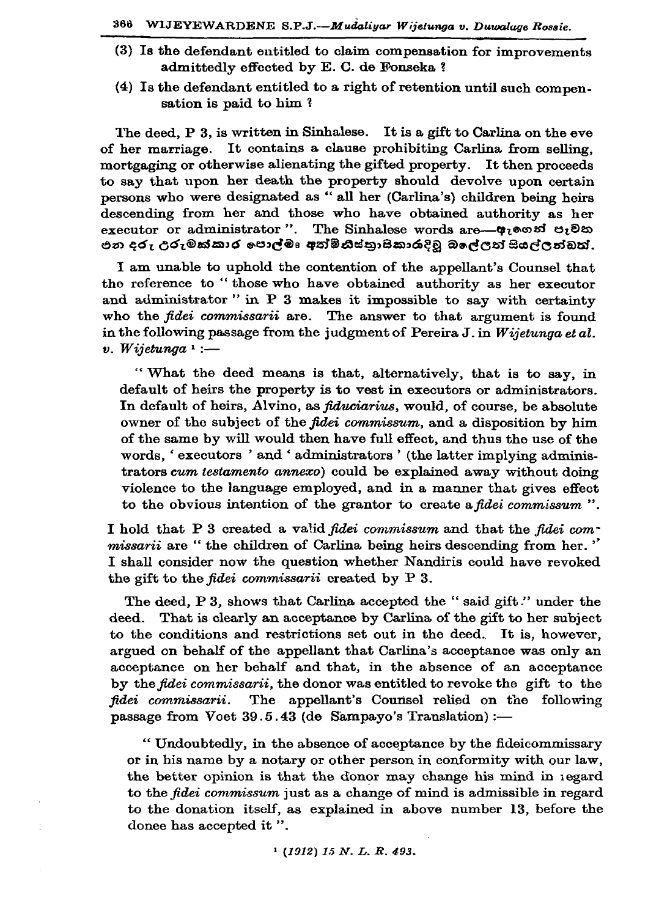(3) Is the defendant entitled to claim compensation for improvements admittedly effected by E. C. de Fonseka ?

(4) Is the defendant entitled to a right of retention until such compensation is paid to him ?

The deed, P 3, is written in Sinhalese. It is a gift to Carlina on the eve of her marriage. It contains a clause prohibiting Carlina from selling, mortgaging or otherwise alienating the gifted property. It then proceeds to say that upon her death the property should devolve upon certain persons who were designated as " all her (Carlina's) children being heirs descending from her and those who have obtained authority as her executor or administrator ". The Sinhalese words are—ඇගෙන් පැවත එන දරු උරුමක්කාර පොල්මෑ අත්මිනිස්ත්‍රාසිකාරයිඳු බලේලත් සියල්ලන්ටත්.

I am unable to uphold the contention of the appellant's Counsel that the reference to " those who have obtained authority as her executor and administrator " in P 3 makes it impossible to say with certainty who the *fidei commissarii* are. The answer to that argument is found in the following passage from the judgment of Pereira J. in *Wijetunga et al. v. Wijetunga* [1] :—

> " What the deed means is that, alternatively, that is to say, in default of heirs the property is to vest in executors or administrators. In default of heirs, Alvino, as *fiduciarius*, would, of course, be absolute owner of the subject of the *fidei commissum*, and a disposition by him of the same by will would then have full effect, and thus the use of the words, ' executors ' and ' administrators ' (the latter implying administrators *cum testamento annexo*) could be explained away without doing violence to the language employed, and in a manner that gives effect to the obvious intention of the grantor to create a *fidei commissum* ".

I hold that P 3 created a valid *fidei commissum* and that the *fidei commissarii* are " the children of Carlina being heirs descending from her. " I shall consider now the question whether Nandiris could have revoked the gift to the *fidei commissarii* created by P 3.

The deed, P 3, shows that Carlina accepted the " said gift " under the deed. That is clearly an acceptance by Carlina of the gift to her subject to the conditions and restrictions set out in the deed. It is, however, argued on behalf of the appellant that Carlina's acceptance was only an acceptance on her behalf and that, in the absence of an acceptance by the *fidei commissarii*, the donor was entitled to revoke the gift to the *fidei commissarii*. The appellant's Counsel relied on the following passage from Voet 39.5.43 (de Sampayo's Translation) :—

> " Undoubtedly, in the absence of acceptance by the fideicommissary or in his name by a notary or other person in conformity with our law, the better opinion is that the donor may change his mind in regard to the *fidei commissum* just as a change of mind is admissible in regard to the donation itself, as explained in above number 13, before the donee has accepted it ".

[1] (1912) 15 N. L. R. 493.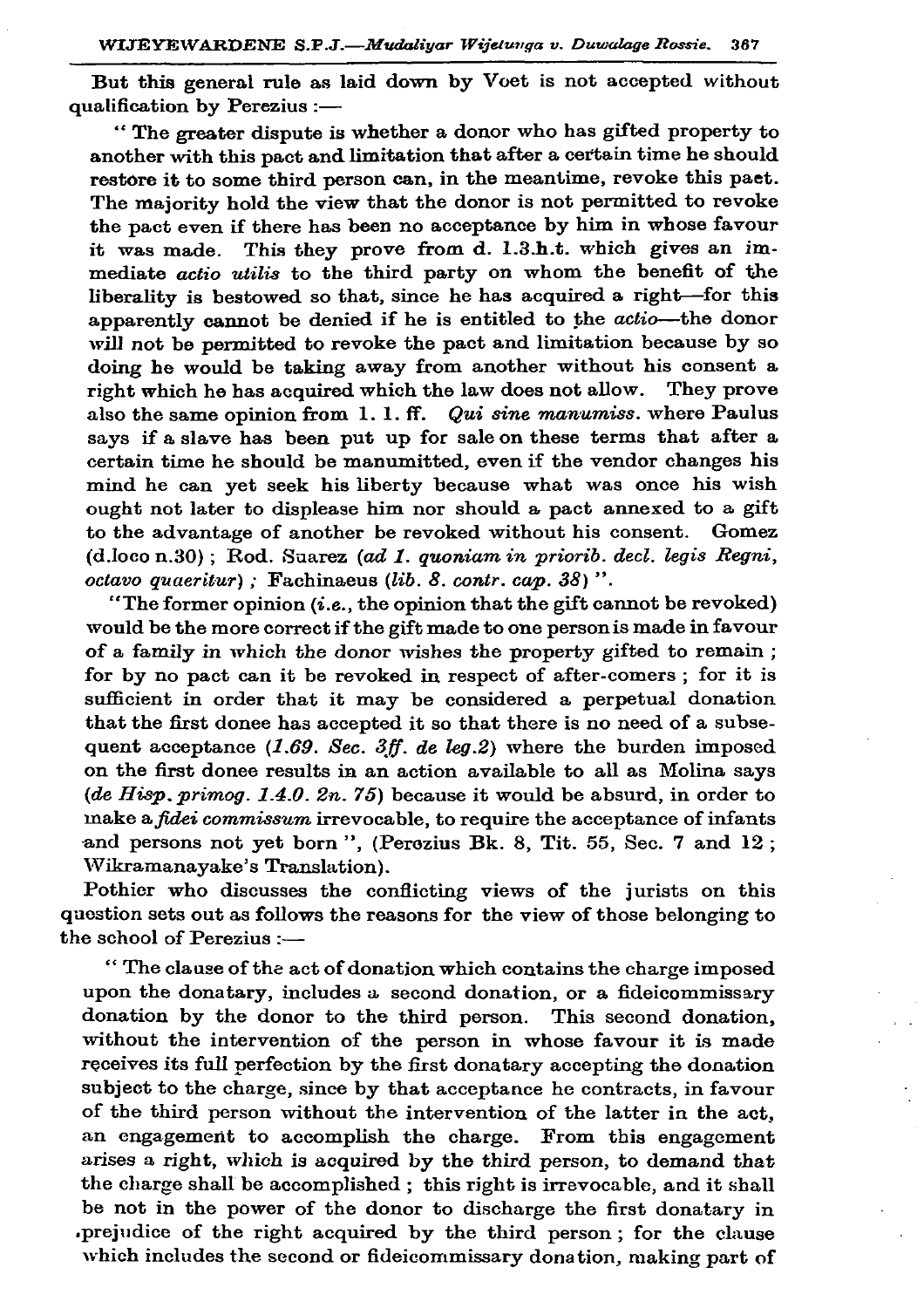But this general rule as laid down by Voet is not accepted without qualification by Perezius :—

" The greater dispute is whether a donor who has gifted property to another with this pact and limitation that after a certain time he should restore it to some third person can, in the meantime, revoke this pact. The majority hold the view that the donor is not permitted to revoke the pact even if there has been no acceptance by him in whose favour it was made. This they prove from d. 1.3.h.t. which gives an immediate *actio utilis* to the third party on whom the benefit of the liberality is bestowed so that, since he has acquired a right—for this apparently cannot be denied if he is entitled to the *actio*—the donor will not be permitted to revoke the pact and limitation because by so doing he would be taking away from another without his consent a right which he has acquired which the law does not allow. They prove also the same opinion from 1. 1. ff. *Qui sine manumiss.* where Paulus says if a slave has been put up for sale on these terms that after a certain time he should be manumitted, even if the vendor changes his mind he can yet seek his liberty because what was once his wish ought not later to displease him nor should a pact annexed to a gift to the advantage of another be revoked without his consent. Gomez (d.loco n.30) ; Rod. Suarez *(ad 1. quoniam in priorib. decl. legis Regni, octavo quaeritur)* ; Fachinaeus *(lib. 8. contr. cap. 38)* ".

"The former opinion (*i.e.*, the opinion that the gift cannot be revoked) would be the more correct if the gift made to one person is made in favour of a family in which the donor wishes the property gifted to remain ; for by no pact can it be revoked in respect of after-comers ; for it is sufficient in order that it may be considered a perpetual donation that the first donee has accepted it so that there is no need of a subsequent acceptance *(1.69. Sec. 3ff. de leg.2)* where the burden imposed on the first donee results in an action available to all as Molina says *(de Hisp. primog. 1.4.0. 2n. 75)* because it would be absurd, in order to make a *fidei commissum* irrevocable, to require the acceptance of infants and persons not yet born ", (Perezius Bk. 8, Tit. 55, Sec. 7 and 12 ; Wikramanayake's Translation).

Pothier who discusses the conflicting views of the jurists on this question sets out as follows the reasons for the view of those belonging to the school of Perezius :—

" The clause of the act of donation which contains the charge imposed upon the donatary, includes a second donation, or a fideicommissary donation by the donor to the third person. This second donation, without the intervention of the person in whose favour it is made receives its full perfection by the first donatary accepting the donation subject to the charge, since by that acceptance he contracts, in favour of the third person without the intervention of the latter in the act, an engagement to accomplish the charge. From this engagement arises a right, which is acquired by the third person, to demand that the charge shall be accomplished ; this right is irrevocable, and it shall be not in the power of the donor to discharge the first donatary in prejudice of the right acquired by the third person ; for the clause which includes the second or fideicommissary donation, making part of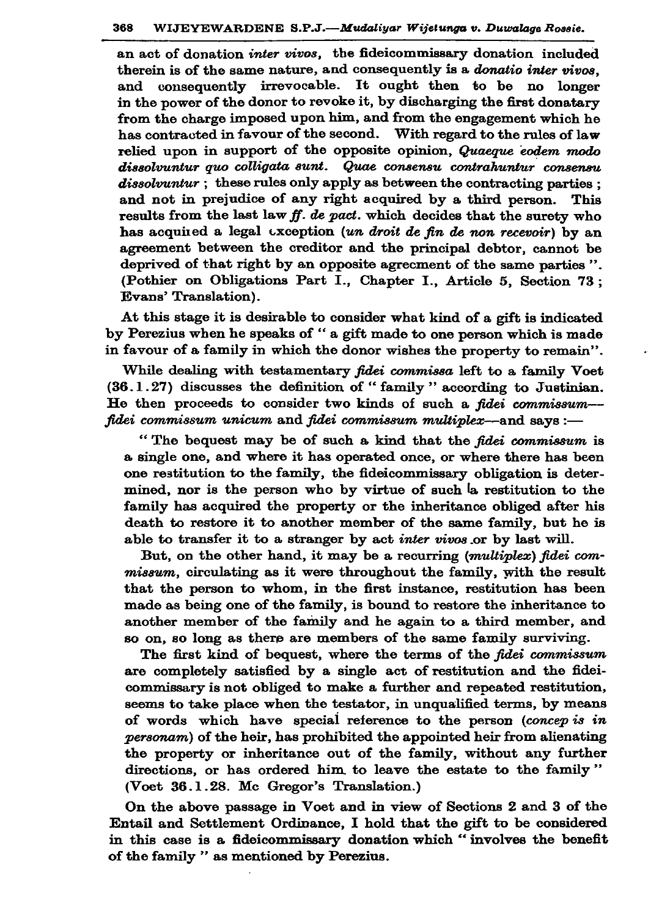an act of donation *inter vivos*, the fideicommissary donation included therein is of the same nature, and consequently is a *donatio inter vivos*, and consequently irrevocable. It ought then to be no longer in the power of the donor to revoke it, by discharging the first donatary from the charge imposed upon him, and from the engagement which he has contracted in favour of the second. With regard to the rules of law relied upon in support of the opposite opinion, *Quaeque eodem modo dissolvuntur quo colligata sunt. Quae consensu contrahuntur consensu dissolvuntur*; these rules only apply as between the contracting parties; and not in prejudice of any right acquired by a third person. This results from the last law *ff. de pact.* which decides that the surety who has acquired a legal exception (*un droit de fin de non recevoir*) by an agreement between the creditor and the principal debtor, cannot be deprived of that right by an opposite agreement of the same parties ". (Pothier on Obligations Part I., Chapter I., Article 5, Section 73; Evans' Translation).

At this stage it is desirable to consider what kind of a gift is indicated by Perezius when he speaks of " a gift made to one person which is made in favour of a family in which the donor wishes the property to remain".

While dealing with testamentary *fidei commissa* left to a family Voet (36.1.27) discusses the definition of " family " according to Justinian. He then proceeds to consider two kinds of such a *fidei commissum*—*fidei commissum unicum* and *fidei commissum multiplex*—and says :—

" The bequest may be of such a kind that the *fidei commissum* is a single one, and where it has operated once, or where there has been one restitution to the family, the fideicommissary obligation is determined, nor is the person who by virtue of such a restitution to the family has acquired the property or the inheritance obliged after his death to restore it to another member of the same family, but he is able to transfer it to a stranger by act *inter vivos* or by last will.

But, on the other hand, it may be a recurring (*multiplex*) *fidei commissum*, circulating as it were throughout the family, with the result that the person to whom, in the first instance, restitution has been made as being one of the family, is bound to restore the inheritance to another member of the family and he again to a third member, and so on, so long as there are members of the same family surviving.

The first kind of bequest, where the terms of the *fidei commissum* are completely satisfied by a single act of restitution and the fideicommissary is not obliged to make a further and repeated restitution, seems to take place when the testator, in unqualified terms, by means of words which have special reference to the person (*concep is in personam*) of the heir, has prohibited the appointed heir from alienating the property or inheritance out of the family, without any further directions, or has ordered him to leave the estate to the family " (Voet 36.1.28. Mc Gregor's Translation.)

On the above passage in Voet and in view of Sections 2 and 3 of the Entail and Settlement Ordinance, I hold that the gift to be considered in this case is a fideicommissary donation which " involves the benefit of the family " as mentioned by Perezius.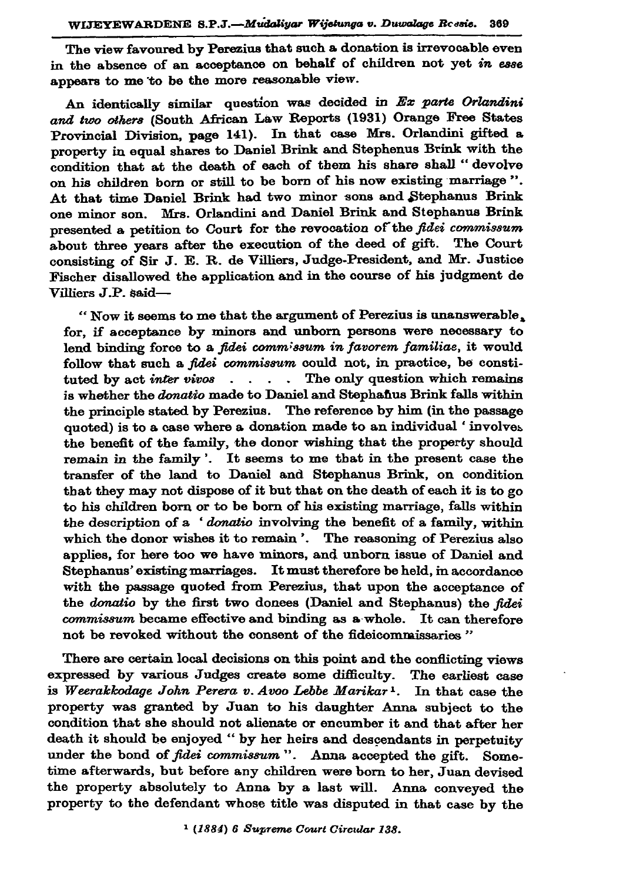The view favoured by Perezius that such a donation is irrevocable even in the absence of an acceptance on behalf of children not yet *in esse* appears to me to be the more reasonable view.

An identically similar question was decided in *Ex parte Orlandini and two others* (South African Law Reports (1931) Orange Free States Provincial Division, page 141). In that case Mrs. Orlandini gifted a property in equal shares to Daniel Brink and Stephenus Brink with the condition that at the death of each of them his share shall " devolve on his children born or still to be born of his now existing marriage ". At that time Daniel Brink had two minor sons and Stephanus Brink one minor son. Mrs. Orlandini and Daniel Brink and Stephanus Brink presented a petition to Court for the revocation of the *fidei commissum* about three years after the execution of the deed of gift. The Court consisting of Sir J. E. R. de Villiers, Judge-President, and Mr. Justice Fischer disallowed the application and in the course of his judgment de Villiers J.P. said—

> " Now it seems to me that the argument of Perezius is unanswerable, for, if acceptance by minors and unborn persons were necessary to lend binding force to a *fidei commissum in favorem familiae*, it would follow that such a *fidei commissum* could not, in practice, be constituted by act *inter vivos* . . . . The only question which remains is whether the *donatio* made to Daniel and Stephanus Brink falls within the principle stated by Perezius. The reference by him (in the passage quoted) is to a case where a donation made to an individual ' involves the benefit of the family, the donor wishing that the property should remain in the family '. It seems to me that in the present case the transfer of the land to Daniel and Stephanus Brink, on condition that they may not dispose of it but that on the death of each it is to go to his children born or to be born of his existing marriage, falls within the description of a ' *donatio* involving the benefit of a family, within which the donor wishes it to remain '. The reasoning of Perezius also applies, for here too we have minors, and unborn issue of Daniel and Stephanus' existing marriages. It must therefore be held, in accordance with the passage quoted from Perezius, that upon the acceptance of the *donatio* by the first two donees (Daniel and Stephanus) the *fidei commissum* became effective and binding as a whole. It can therefore not be revoked without the consent of the fideicommissaries "

There are certain local decisions on this point and the conflicting views expressed by various Judges create some difficulty. The earliest case is *Weerakkodage John Perera v. Avoo Lebbe Marikar*[1]. In that case the property was granted by Juan to his daughter Anna subject to the condition that she should not alienate or encumber it and that after her death it should be enjoyed " by her heirs and descendants in perpetuity under the bond of *fidei commissum* ". Anna accepted the gift. Sometime afterwards, but before any children were born to her, Juan devised the property absolutely to Anna by a last will. Anna conveyed the property to the defendant whose title was disputed in that case by the

[1] *(1884) 6 Supreme Court Circular 138.*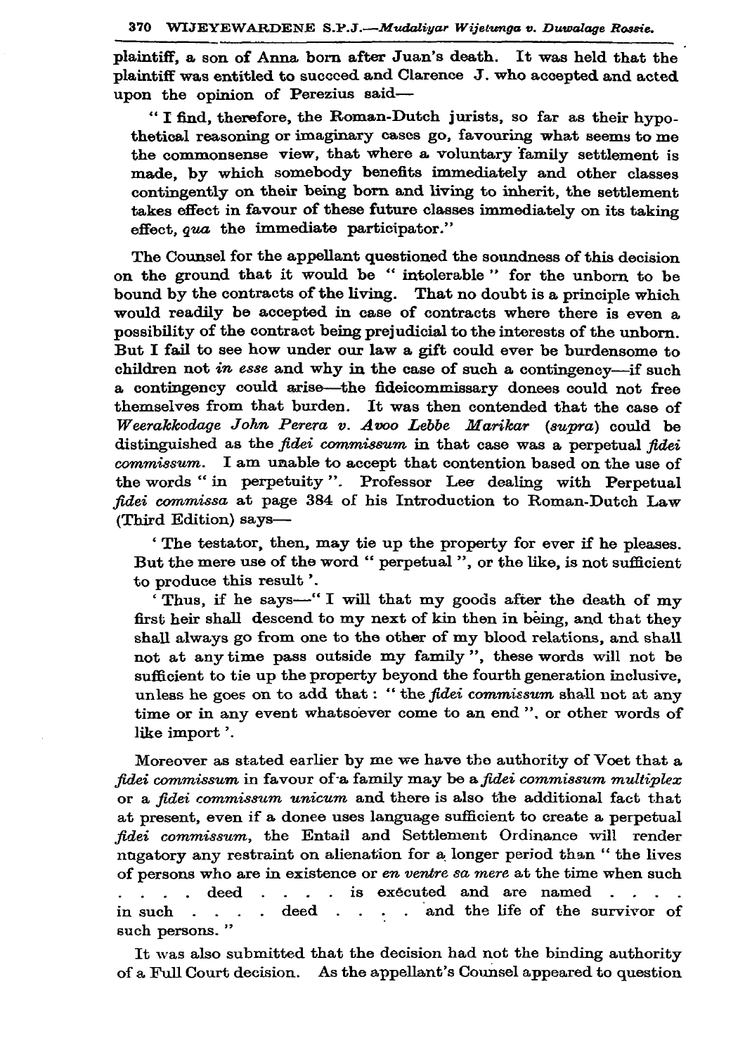plaintiff, a son of Anna born after Juan's death. It was held that the plaintiff was entitled to succeed and Clarence J. who accepted and acted upon the opinion of Perezius said—

"I find, therefore, the Roman-Dutch jurists, so far as their hypothetical reasoning or imaginary cases go, favouring what seems to me the commonsense view, that where a voluntary family settlement is made, by which somebody benefits immediately and other classes contingently on their being born and living to inherit, the settlement takes effect in favour of these future classes immediately on its taking effect, *qua* the immediate participator."

The Counsel for the appellant questioned the soundness of this decision on the ground that it would be "intolerable" for the unborn to be bound by the contracts of the living. That no doubt is a principle which would readily be accepted in case of contracts where there is even a possibility of the contract being prejudicial to the interests of the unborn. But I fail to see how under our law a gift could ever be burdensome to children not *in esse* and why in the case of such a contingency—if such a contingency could arise—the fideicommissary donees could not free themselves from that burden. It was then contended that the case of *Weerakkodage John Perera v. Avoo Lebbe Marikar* (*supra*) could be distinguished as the *fidei commissum* in that case was a perpetual *fidei commissum*. I am unable to accept that contention based on the use of the words "in perpetuity". Professor Lee dealing with Perpetual *fidei commissa* at page 384 of his Introduction to Roman-Dutch Law (Third Edition) says—

'The testator, then, may tie up the property for ever if he pleases. But the mere use of the word "perpetual", or the like, is not sufficient to produce this result'.

'Thus, if he says—"I will that my goods after the death of my first heir shall descend to my next of kin then in being, and that they shall always go from one to the other of my blood relations, and shall not at any time pass outside my family", these words will not be sufficient to tie up the property beyond the fourth generation inclusive, unless he goes on to add that: "the *fidei commissum* shall not at any time or in any event whatsoever come to an end", or other words of like import'.

Moreover as stated earlier by me we have the authority of Voet that a *fidei commissum* in favour of a family may be a *fidei commissum multiplex* or a *fidei commissum unicum* and there is also the additional fact that at present, even if a donee uses language sufficient to create a perpetual *fidei commissum*, the Entail and Settlement Ordinance will render nugatory any restraint on alienation for a longer period than "the lives of persons who are in existence or *en ventre sa mere* at the time when such . . . . deed . . . . is executed and are named . . . . in such . . . . deed . . . . and the life of the survivor of such persons."

It was also submitted that the decision had not the binding authority of a Full Court decision. As the appellant's Counsel appeared to question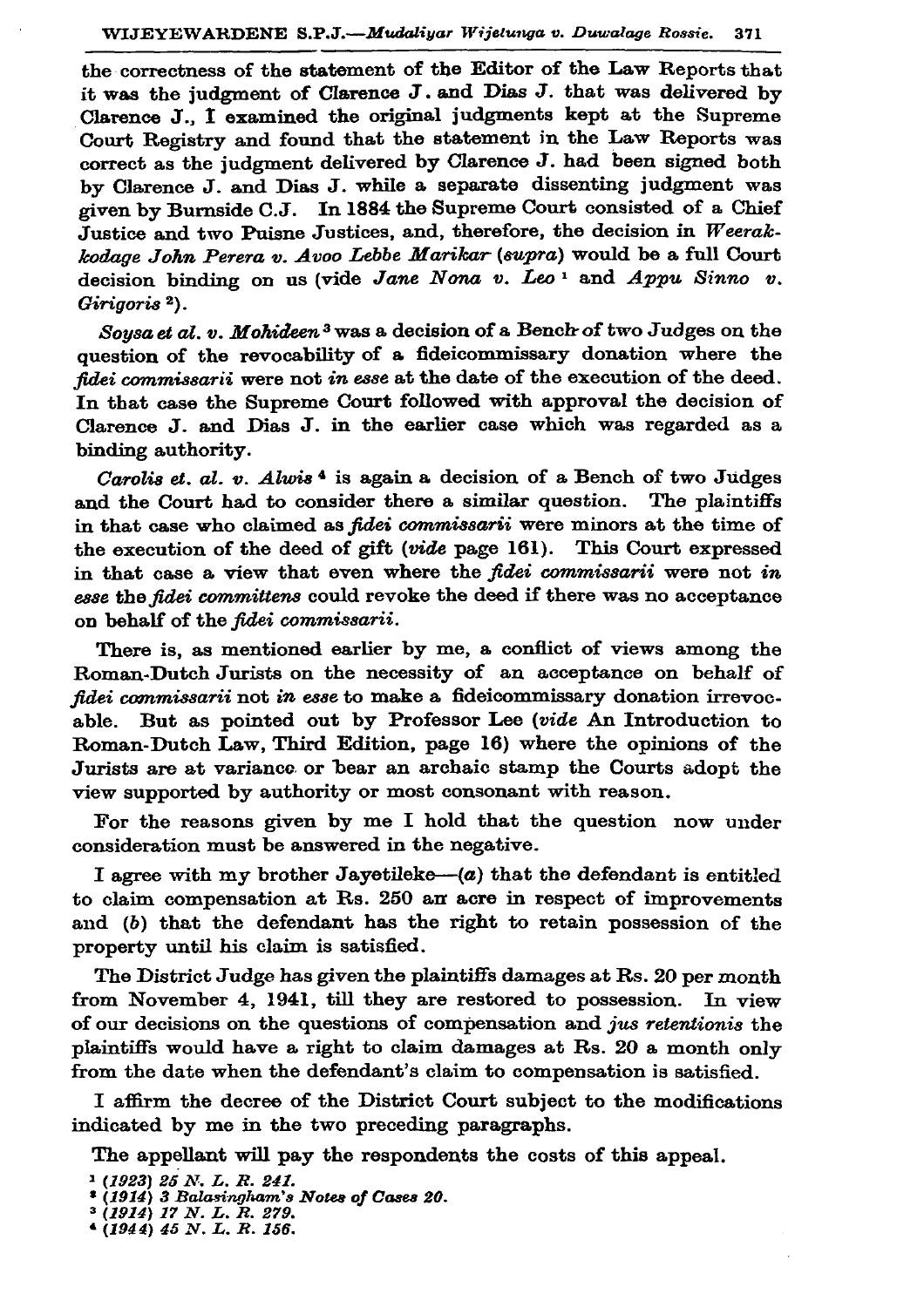the correctness of the statement of the Editor of the Law Reports that it was the judgment of Clarence J. and Dias J. that was delivered by Clarence J., I examined the original judgments kept at the Supreme Court Registry and found that the statement in the Law Reports was correct as the judgment delivered by Clarence J. had been signed both by Clarence J. and Dias J. while a separate dissenting judgment was given by Burnside C.J. In 1884 the Supreme Court consisted of a Chief Justice and two Puisne Justices, and, therefore, the decision in *Weerakkodage John Perera v. Avoo Lebbe Marikar* (*supra*) would be a full Court decision binding on us (vide *Jane Nona v. Leo* [1] and *Appu Sinno v. Girigoris* [2]).

*Soysa et al. v. Mohideen* [3] was a decision of a Bench of two Judges on the question of the revocability of a fideicommissary donation where the *fidei commissarii* were not *in esse* at the date of the execution of the deed. In that case the Supreme Court followed with approval the decision of Clarence J. and Dias J. in the earlier case which was regarded as a binding authority.

*Carolis et. al. v. Alwis* [4] is again a decision of a Bench of two Judges and the Court had to consider there a similar question. The plaintiffs in that case who claimed as *fidei commissarii* were minors at the time of the execution of the deed of gift (*vide* page 161). This Court expressed in that case a view that even where the *fidei commissarii* were not *in esse* the *fidei committens* could revoke the deed if there was no acceptance on behalf of the *fidei commissarii*.

There is, as mentioned earlier by me, a conflict of views among the Roman-Dutch Jurists on the necessity of an acceptance on behalf of *fidei commissarii* not *in esse* to make a fideicommissary donation irrevocable. But as pointed out by Professor Lee (*vide* An Introduction to Roman-Dutch Law, Third Edition, page 16) where the opinions of the Jurists are at variance or bear an archaic stamp the Courts adopt the view supported by authority or most consonant with reason.

For the reasons given by me I hold that the question now under consideration must be answered in the negative.

I agree with my brother Jayetileke—(*a*) that the defendant is entitled to claim compensation at Rs. 250 an acre in respect of improvements and (*b*) that the defendant has the right to retain possession of the property until his claim is satisfied.

The District Judge has given the plaintiffs damages at Rs. 20 per month from November 4, 1941, till they are restored to possession. In view of our decisions on the questions of compensation and *jus retentionis* the plaintiffs would have a right to claim damages at Rs. 20 a month only from the date when the defendant's claim to compensation is satisfied.

I affirm the decree of the District Court subject to the modifications indicated by me in the two preceding paragraphs.

The appellant will pay the respondents the costs of this appeal.

[1] *(1923) 25 N. L. R. 241.*
[2] *(1914) 3 Balasingham's Notes of Cases 20.*
[3] *(1914) 17 N. L. R. 279.*
[4] *(1944) 45 N. L. R. 156.*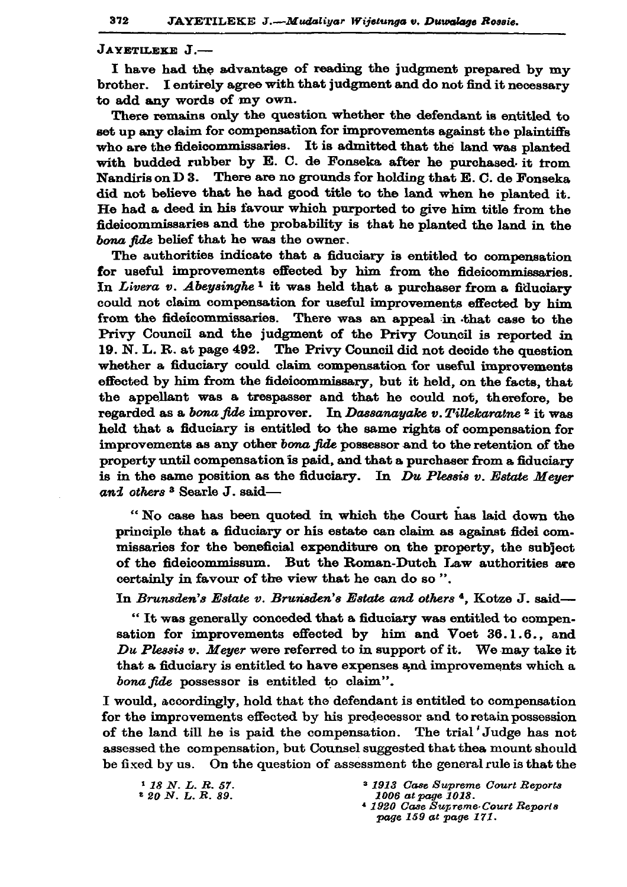JAYETILEKE J.—

I have had the advantage of reading the judgment prepared by my brother. I entirely agree with that judgment and do not find it necessary to add any words of my own.

There remains only the question whether the defendant is entitled to set up any claim for compensation for improvements against the plaintiffs who are the fideicommissaries. It is admitted that the land was planted with budded rubber by E. C. de Fonseka after he purchased it from Nandiris on D 3. There are no grounds for holding that E. C. de Fonseka did not believe that he had good title to the land when he planted it. He had a deed in his favour which purported to give him title from the fideicommissaries and the probability is that he planted the land in the *bona fide* belief that he was the owner.

The authorities indicate that a fiduciary is entitled to compensation for useful improvements effected by him from the fideicommissaries. In *Livera v. Abeysinghe* [1] it was held that a purchaser from a fiduciary could not claim compensation for useful improvements effected by him from the fideicommissaries. There was an appeal in that case to the Privy Council and the judgment of the Privy Council is reported in 19. N. L. R. at page 492. The Privy Council did not decide the question whether a fiduciary could claim compensation for useful improvements effected by him from the fideicommissary, but it held, on the facts, that the appellant was a trespasser and that he could not, therefore, be regarded as a *bona fide* improver. In *Dassanayake v. Tillekaratne* [2] it was held that a fiduciary is entitled to the same rights of compensation for improvements as any other *bona fide* possessor and to the retention of the property until compensation is paid, and that a purchaser from a fiduciary is in the same position as the fiduciary. In *Du Plessis v. Estate Meyer and others* [3] Searle J. said—

> "No case has been quoted in which the Court has laid down the principle that a fiduciary or his estate can claim as against fidei commissaries for the beneficial expenditure on the property, the subject of the fideicommissum. But the Roman-Dutch Law authorities are certainly in favour of the view that he can do so".

In *Brunsden's Estate v. Brunsden's Estate and others* [4], Kotze J. said—

> "It was generally conceded that a fiduciary was entitled to compensation for improvements effected by him and Voet 36.1.6., and *Du Plessis v. Meyer* were referred to in support of it. We may take it that a fiduciary is entitled to have expenses and improvements which a *bona fide* possessor is entitled to claim".

I would, accordingly, hold that the defendant is entitled to compensation for the improvements effected by his predecessor and to retain possession of the land till he is paid the compensation. The trial Judge has not assessed the compensation, but Counsel suggested that thea mount should be fixed by us. On the question of assessment the general rule is that the

[1] *18 N. L. R. 57.*

[2] *20 N. L. R. 89.*

[3] *1913 Case Supreme Court Reports 1006 at page 1018.*

[4] *1920 Case Supreme Court Reports page 159 at page 171.*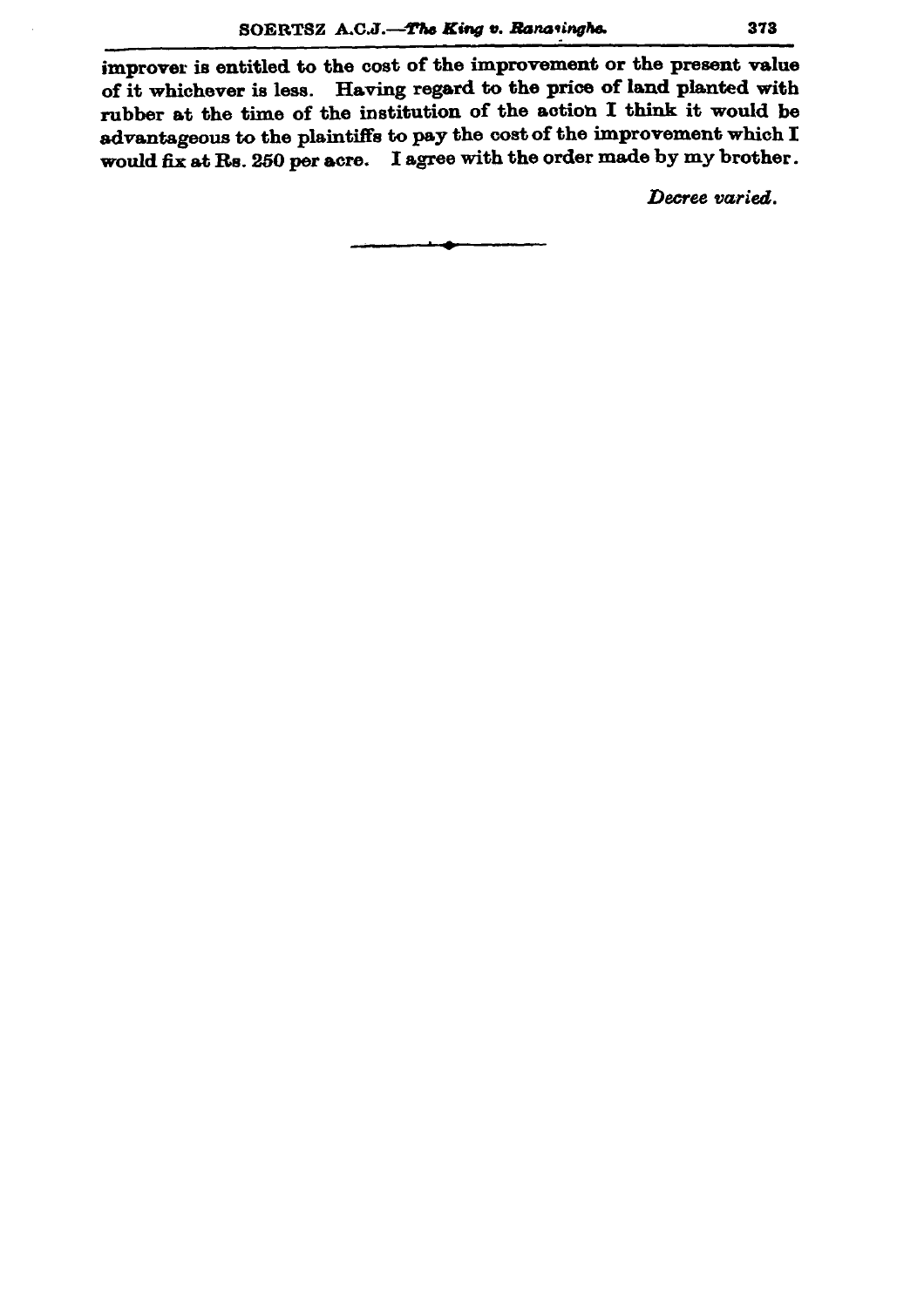improver is entitled to the cost of the improvement or the present value of it whichever is less. Having regard to the price of land planted with rubber at the time of the institution of the action I think it would be advantageous to the plaintiffs to pay the cost of the improvement which I would fix at Rs. 250 per acre. I agree with the order made by my brother.

*Decree varied.*